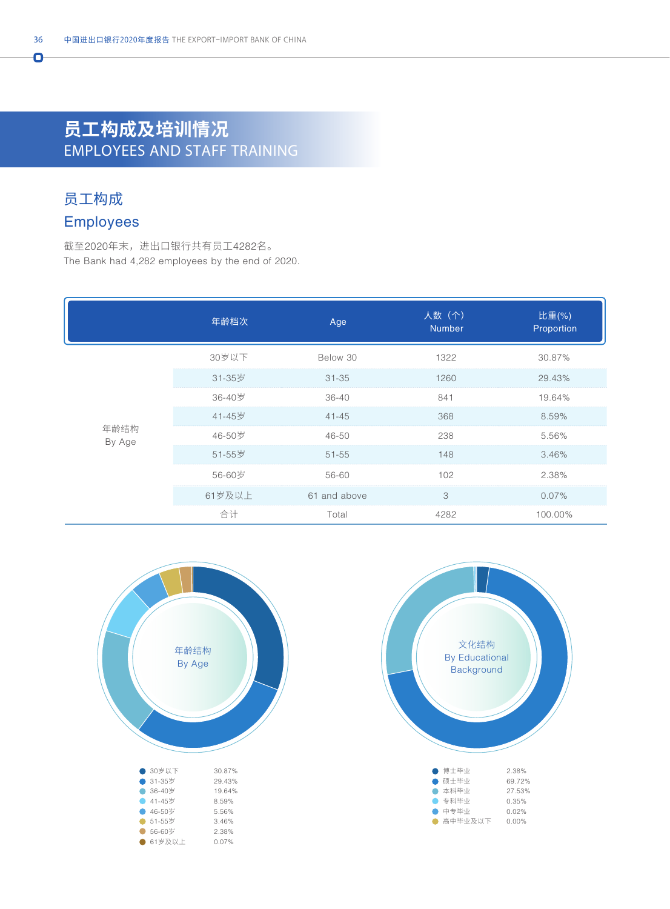# 员工构成及培训情况
# EMPLOYEES AND STAFF TRAINING

## 员工构成
## Employees

截至2020年末，进出口银行共有员工4282名。
The Bank had 4,282 employees by the end of 2020.

| | 年龄档次 | Age | 人数（个）Number | 比重(%) Proportion |
|---|---|---|---|---|
| 年龄结构 By Age | 30岁以下 | Below 30 | 1322 | 30.87% |
| | 31-35岁 | 31-35 | 1260 | 29.43% |
| | 36-40岁 | 36-40 | 841 | 19.64% |
| | 41-45岁 | 41-45 | 368 | 8.59% |
| | 46-50岁 | 46-50 | 238 | 5.56% |
| | 51-55岁 | 51-55 | 148 | 3.46% |
| | 56-60岁 | 56-60 | 102 | 2.38% |
| | 61岁及以上 | 61 and above | 3 | 0.07% |
| | 合计 | Total | 4282 | 100.00% |

年龄结构 By Age

| | |
|---|---|
| 30岁以下 | 30.87% |
| 31-35岁 | 29.43% |
| 36-40岁 | 19.64% |
| 41-45岁 | 8.59% |
| 46-50岁 | 5.56% |
| 51-55岁 | 3.46% |
| 56-60岁 | 2.38% |
| 61岁及以上 | 0.07% |

文化结构 By Educational Background

| | |
|---|---|
| 博士毕业 | 2.38% |
| 硕士毕业 | 69.72% |
| 本科毕业 | 27.53% |
| 专科毕业 | 0.35% |
| 中专毕业 | 0.02% |
| 高中毕业及以下 | 0.00% |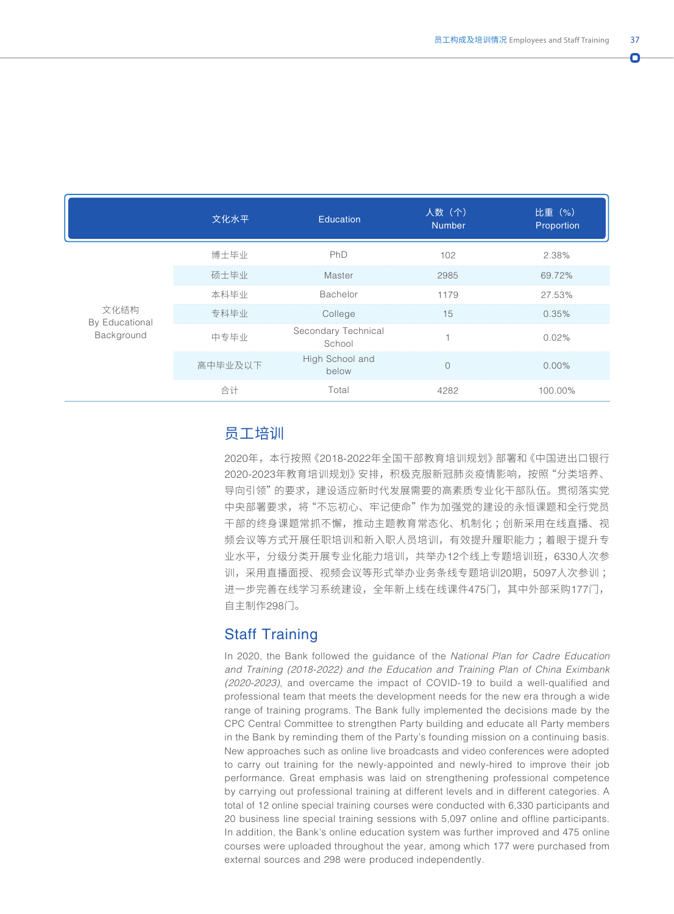| | 文化水平 | Education | 人数（个）Number | 比重（%）Proportion |
|---|---|---|---|---|
| 文化结构 By Educational Background | 博士毕业 | PhD | 102 | 2.38% |
| | 硕士毕业 | Master | 2985 | 69.72% |
| | 本科毕业 | Bachelor | 1179 | 27.53% |
| | 专科毕业 | College | 15 | 0.35% |
| | 中专毕业 | Secondary Technical School | 1 | 0.02% |
| | 高中毕业及以下 | High School and below | 0 | 0.00% |
| | 合计 | Total | 4282 | 100.00% |

## 员工培训

2020年，本行按照《2018-2022年全国干部教育培训规划》部署和《中国进出口银行2020-2023年教育培训规划》安排，积极克服新冠肺炎疫情影响，按照“分类培养、导向引领”的要求，建设适应新时代发展需要的高素质专业化干部队伍。贯彻落实党中央部署要求，将“不忘初心、牢记使命”作为加强党的建设的永恒课题和全行党员干部的终身课题常抓不懈，推动主题教育常态化、机制化；创新采用在线直播、视频会议等方式开展任职培训和新入职人员培训，有效提升履职能力；着眼于提升专业水平，分级分类开展专业化能力培训，共举办12个线上专题培训班，6330人次参训，采用直播面授、视频会议等形式举办业务条线专题培训20期，5097人次参训；进一步完善在线学习系统建设，全年新上线在线课件475门，其中外部采购177门，自主制作298门。

## Staff Training

In 2020, the Bank followed the guidance of the *National Plan for Cadre Education and Training (2018-2022) and the Education and Training Plan of China Eximbank (2020-2023)*, and overcame the impact of COVID-19 to build a well-qualified and professional team that meets the development needs for the new era through a wide range of training programs. The Bank fully implemented the decisions made by the CPC Central Committee to strengthen Party building and educate all Party members in the Bank by reminding them of the Party's founding mission on a continuing basis. New approaches such as online live broadcasts and video conferences were adopted to carry out training for the newly-appointed and newly-hired to improve their job performance. Great emphasis was laid on strengthening professional competence by carrying out professional training at different levels and in different categories. A total of 12 online special training courses were conducted with 6,330 participants and 20 business line special training sessions with 5,097 online and offline participants. In addition, the Bank's online education system was further improved and 475 online courses were uploaded throughout the year, among which 177 were purchased from external sources and 298 were produced independently.